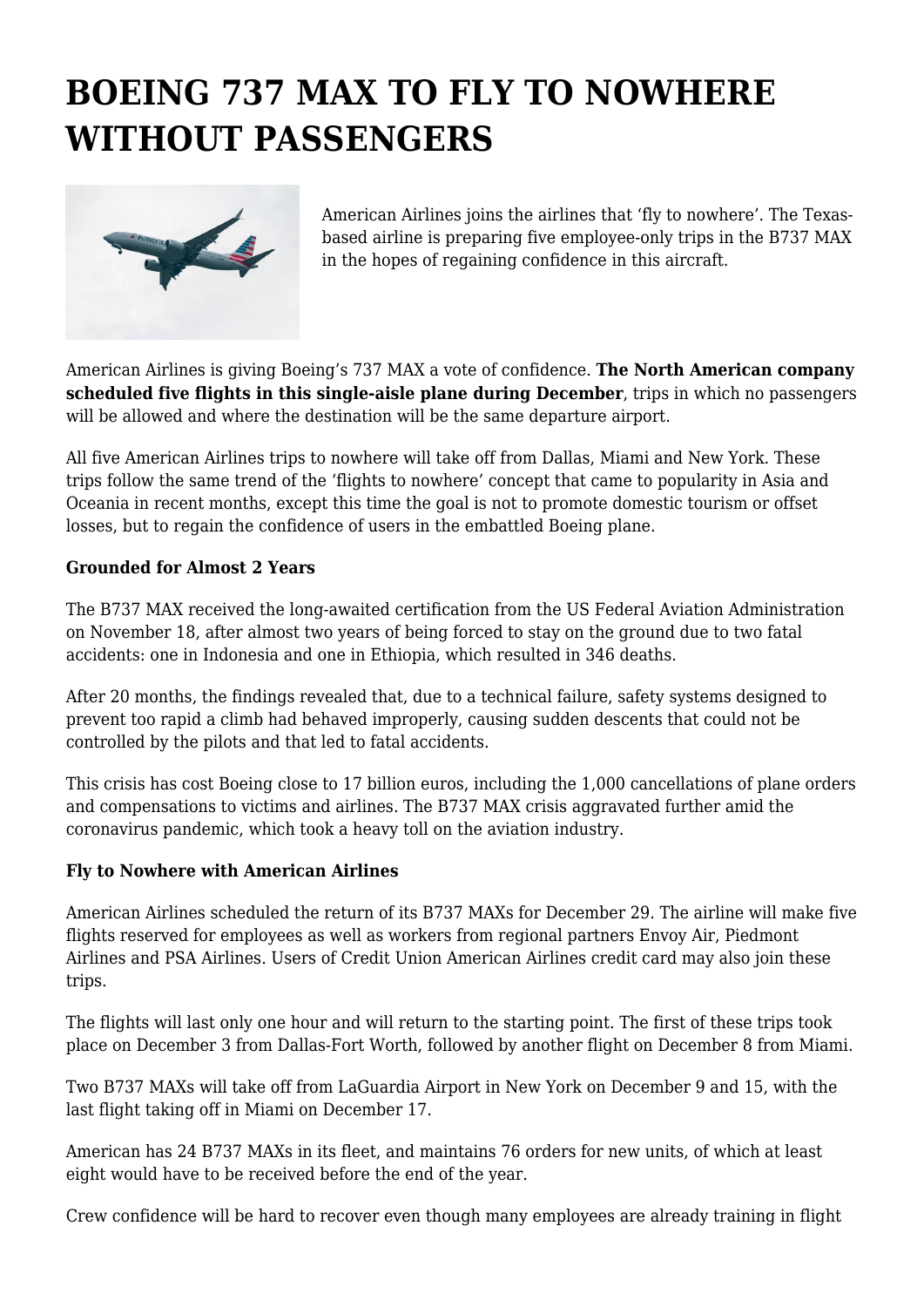# BOEING 737 MAX TO FLY TO NOWHERE WITHOUT PASSENGERS

American Airlines joins the airlines that 'fly to nowhere'. The Texas-based airline is preparing five employee-only trips in the B737 MAX in the hopes of regaining confidence in this aircraft.

American Airlines is giving Boeing's 737 MAX a vote of confidence. **The North American company scheduled five flights in this single-aisle plane during December**, trips in which no passengers will be allowed and where the destination will be the same departure airport.

All five American Airlines trips to nowhere will take off from Dallas, Miami and New York. These trips follow the same trend of the 'flights to nowhere' concept that came to popularity in Asia and Oceania in recent months, except this time the goal is not to promote domestic tourism or offset losses, but to regain the confidence of users in the embattled Boeing plane.

**Grounded for Almost 2 Years**

The B737 MAX received the long-awaited certification from the US Federal Aviation Administration on November 18, after almost two years of being forced to stay on the ground due to two fatal accidents: one in Indonesia and one in Ethiopia, which resulted in 346 deaths.

After 20 months, the findings revealed that, due to a technical failure, safety systems designed to prevent too rapid a climb had behaved improperly, causing sudden descents that could not be controlled by the pilots and that led to fatal accidents.

This crisis has cost Boeing close to 17 billion euros, including the 1,000 cancellations of plane orders and compensations to victims and airlines. The B737 MAX crisis aggravated further amid the coronavirus pandemic, which took a heavy toll on the aviation industry.

**Fly to Nowhere with American Airlines**

American Airlines scheduled the return of its B737 MAXs for December 29. The airline will make five flights reserved for employees as well as workers from regional partners Envoy Air, Piedmont Airlines and PSA Airlines. Users of Credit Union American Airlines credit card may also join these trips.

The flights will last only one hour and will return to the starting point. The first of these trips took place on December 3 from Dallas-Fort Worth, followed by another flight on December 8 from Miami.

Two B737 MAXs will take off from LaGuardia Airport in New York on December 9 and 15, with the last flight taking off in Miami on December 17.

American has 24 B737 MAXs in its fleet, and maintains 76 orders for new units, of which at least eight would have to be received before the end of the year.

Crew confidence will be hard to recover even though many employees are already training in flight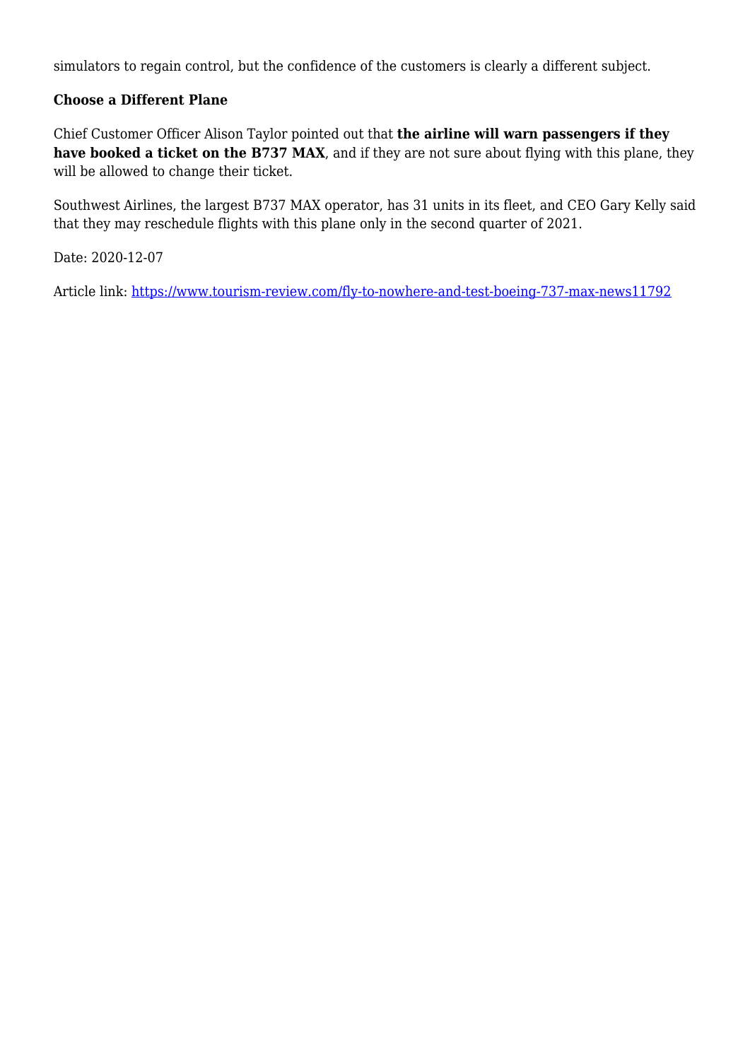simulators to regain control, but the confidence of the customers is clearly a different subject.

**Choose a Different Plane**

Chief Customer Officer Alison Taylor pointed out that **the airline will warn passengers if they have booked a ticket on the B737 MAX**, and if they are not sure about flying with this plane, they will be allowed to change their ticket.

Southwest Airlines, the largest B737 MAX operator, has 31 units in its fleet, and CEO Gary Kelly said that they may reschedule flights with this plane only in the second quarter of 2021.

Date: 2020-12-07

Article link: [https://www.tourism-review.com/fly-to-nowhere-and-test-boeing-737-max-news11792](https://www.tourism-review.com/fly-to-nowhere-and-test-boeing-737-max-news11792)